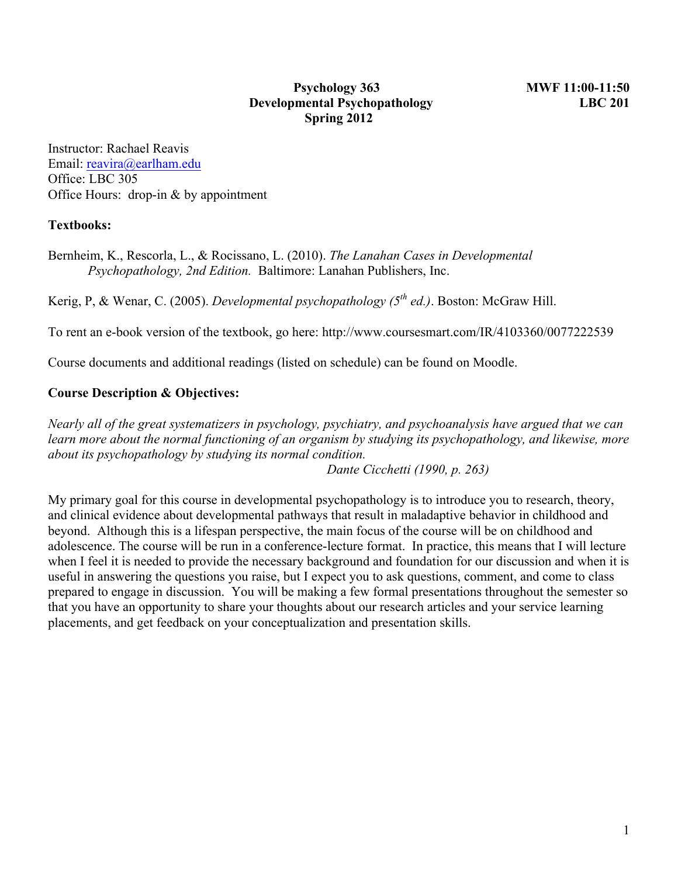# Psychology 363
## Developmental Psychopathology
### Spring 2012

**MWF 11:00-11:50**
**LBC 201**

Instructor: Rachael Reavis
Email: reavira@earlham.edu
Office: LBC 305
Office Hours: drop-in & by appointment

**Textbooks:**

Bernheim, K., Rescorla, L., & Rocissano, L. (2010). *The Lanahan Cases in Developmental Psychopathology, 2nd Edition.* Baltimore: Lanahan Publishers, Inc.

Kerig, P, & Wenar, C. (2005). *Developmental psychopathology (5th ed.)*. Boston: McGraw Hill.

To rent an e-book version of the textbook, go here: http://www.coursesmart.com/IR/4103360/0077222539

Course documents and additional readings (listed on schedule) can be found on Moodle.

**Course Description & Objectives:**

*Nearly all of the great systematizers in psychology, psychiatry, and psychoanalysis have argued that we can learn more about the normal functioning of an organism by studying its psychopathology, and likewise, more about its psychopathology by studying its normal condition.*

*Dante Cicchetti (1990, p. 263)*

My primary goal for this course in developmental psychopathology is to introduce you to research, theory, and clinical evidence about developmental pathways that result in maladaptive behavior in childhood and beyond. Although this is a lifespan perspective, the main focus of the course will be on childhood and adolescence. The course will be run in a conference-lecture format. In practice, this means that I will lecture when I feel it is needed to provide the necessary background and foundation for our discussion and when it is useful in answering the questions you raise, but I expect you to ask questions, comment, and come to class prepared to engage in discussion. You will be making a few formal presentations throughout the semester so that you have an opportunity to share your thoughts about our research articles and your service learning placements, and get feedback on your conceptualization and presentation skills.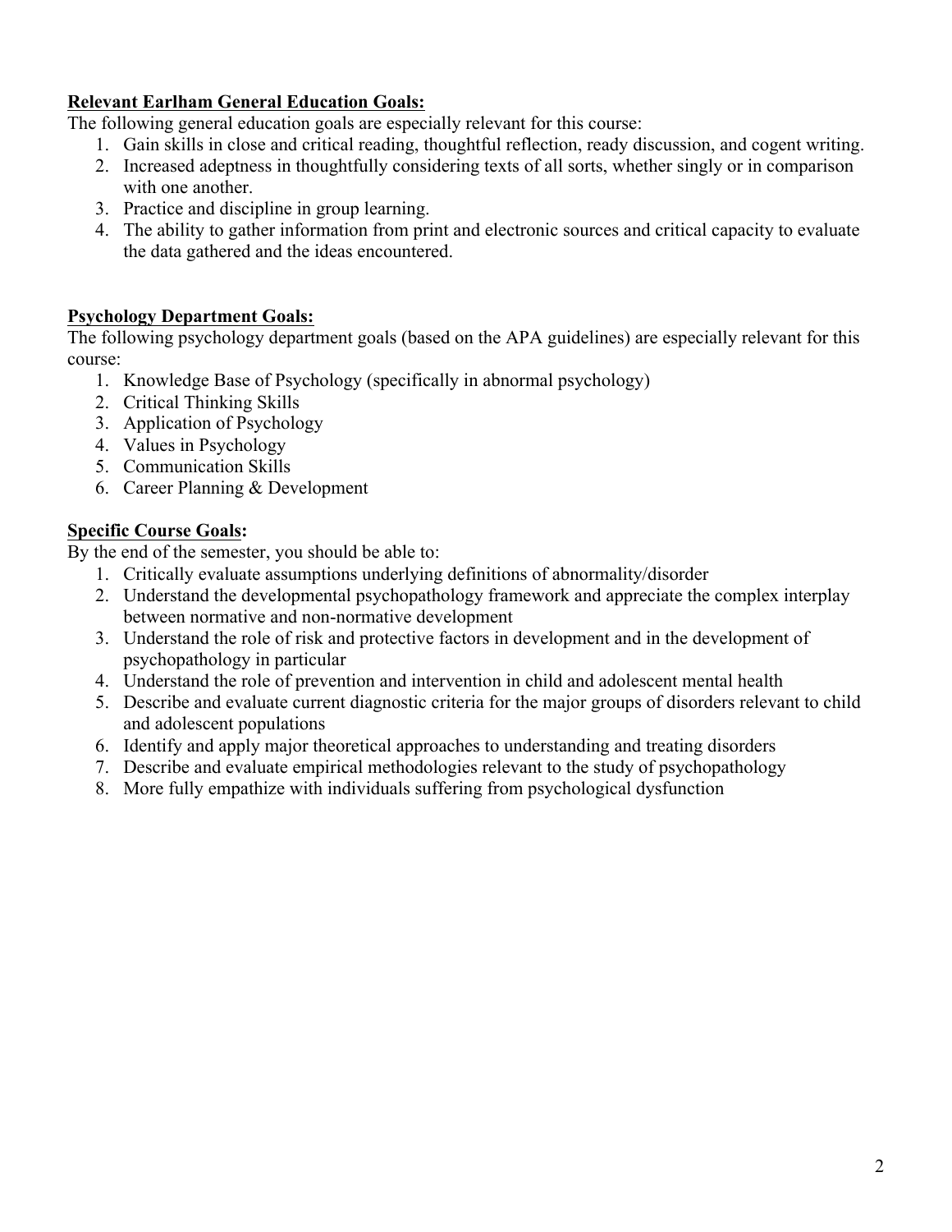**Relevant Earlham General Education Goals:**

The following general education goals are especially relevant for this course:

1. Gain skills in close and critical reading, thoughtful reflection, ready discussion, and cogent writing.
2. Increased adeptness in thoughtfully considering texts of all sorts, whether singly or in comparison with one another.
3. Practice and discipline in group learning.
4. The ability to gather information from print and electronic sources and critical capacity to evaluate the data gathered and the ideas encountered.

**Psychology Department Goals:**

The following psychology department goals (based on the APA guidelines) are especially relevant for this course:

1. Knowledge Base of Psychology (specifically in abnormal psychology)
2. Critical Thinking Skills
3. Application of Psychology
4. Values in Psychology
5. Communication Skills
6. Career Planning & Development

**Specific Course Goals:**

By the end of the semester, you should be able to:

1. Critically evaluate assumptions underlying definitions of abnormality/disorder
2. Understand the developmental psychopathology framework and appreciate the complex interplay between normative and non-normative development
3. Understand the role of risk and protective factors in development and in the development of psychopathology in particular
4. Understand the role of prevention and intervention in child and adolescent mental health
5. Describe and evaluate current diagnostic criteria for the major groups of disorders relevant to child and adolescent populations
6. Identify and apply major theoretical approaches to understanding and treating disorders
7. Describe and evaluate empirical methodologies relevant to the study of psychopathology
8. More fully empathize with individuals suffering from psychological dysfunction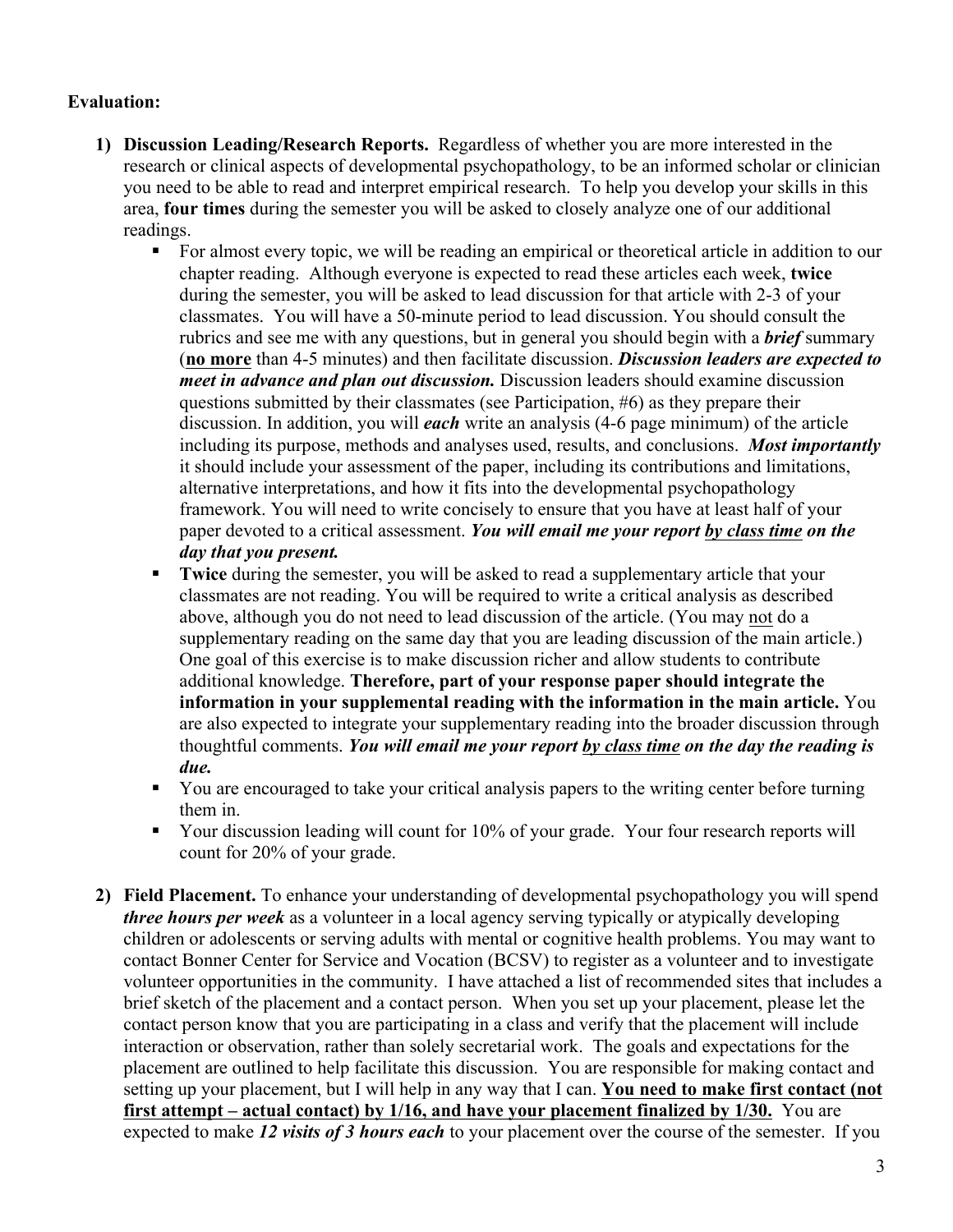**Evaluation:**

1) **Discussion Leading/Research Reports.** Regardless of whether you are more interested in the research or clinical aspects of developmental psychopathology, to be an informed scholar or clinician you need to be able to read and interpret empirical research. To help you develop your skills in this area, **four times** during the semester you will be asked to closely analyze one of our additional readings.
   - For almost every topic, we will be reading an empirical or theoretical article in addition to our chapter reading. Although everyone is expected to read these articles each week, **twice** during the semester, you will be asked to lead discussion for that article with 2-3 of your classmates. You will have a 50-minute period to lead discussion. You should consult the rubrics and see me with any questions, but in general you should begin with a ***brief*** summary (**<u>no more</u>** than 4-5 minutes) and then facilitate discussion. ***Discussion leaders are expected to meet in advance and plan out discussion.*** Discussion leaders should examine discussion questions submitted by their classmates (see Participation, #6) as they prepare their discussion. In addition, you will ***each*** write an analysis (4-6 page minimum) of the article including its purpose, methods and analyses used, results, and conclusions. ***Most importantly*** it should include your assessment of the paper, including its contributions and limitations, alternative interpretations, and how it fits into the developmental psychopathology framework. You will need to write concisely to ensure that you have at least half of your paper devoted to a critical assessment. ***You will email me your report <u>by class time</u> on the day that you present.***
   - **Twice** during the semester, you will be asked to read a supplementary article that your classmates are not reading. You will be required to write a critical analysis as described above, although you do not need to lead discussion of the article. (You may <u>not</u> do a supplementary reading on the same day that you are leading discussion of the main article.) One goal of this exercise is to make discussion richer and allow students to contribute additional knowledge. **Therefore, part of your response paper should integrate the information in your supplemental reading with the information in the main article.** You are also expected to integrate your supplementary reading into the broader discussion through thoughtful comments. ***You will email me your report <u>by class time</u> on the day the reading is due.***
   - You are encouraged to take your critical analysis papers to the writing center before turning them in.
   - Your discussion leading will count for 10% of your grade. Your four research reports will count for 20% of your grade.

2) **Field Placement.** To enhance your understanding of developmental psychopathology you will spend ***three hours per week*** as a volunteer in a local agency serving typically or atypically developing children or adolescents or serving adults with mental or cognitive health problems. You may want to contact Bonner Center for Service and Vocation (BCSV) to register as a volunteer and to investigate volunteer opportunities in the community. I have attached a list of recommended sites that includes a brief sketch of the placement and a contact person. When you set up your placement, please let the contact person know that you are participating in a class and verify that the placement will include interaction or observation, rather than solely secretarial work. The goals and expectations for the placement are outlined to help facilitate this discussion. You are responsible for making contact and setting up your placement, but I will help in any way that I can. **<u>You need to make first contact (not first attempt – actual contact) by 1/16, and have your placement finalized by 1/30.</u>** You are expected to make ***12 visits of 3 hours each*** to your placement over the course of the semester. If you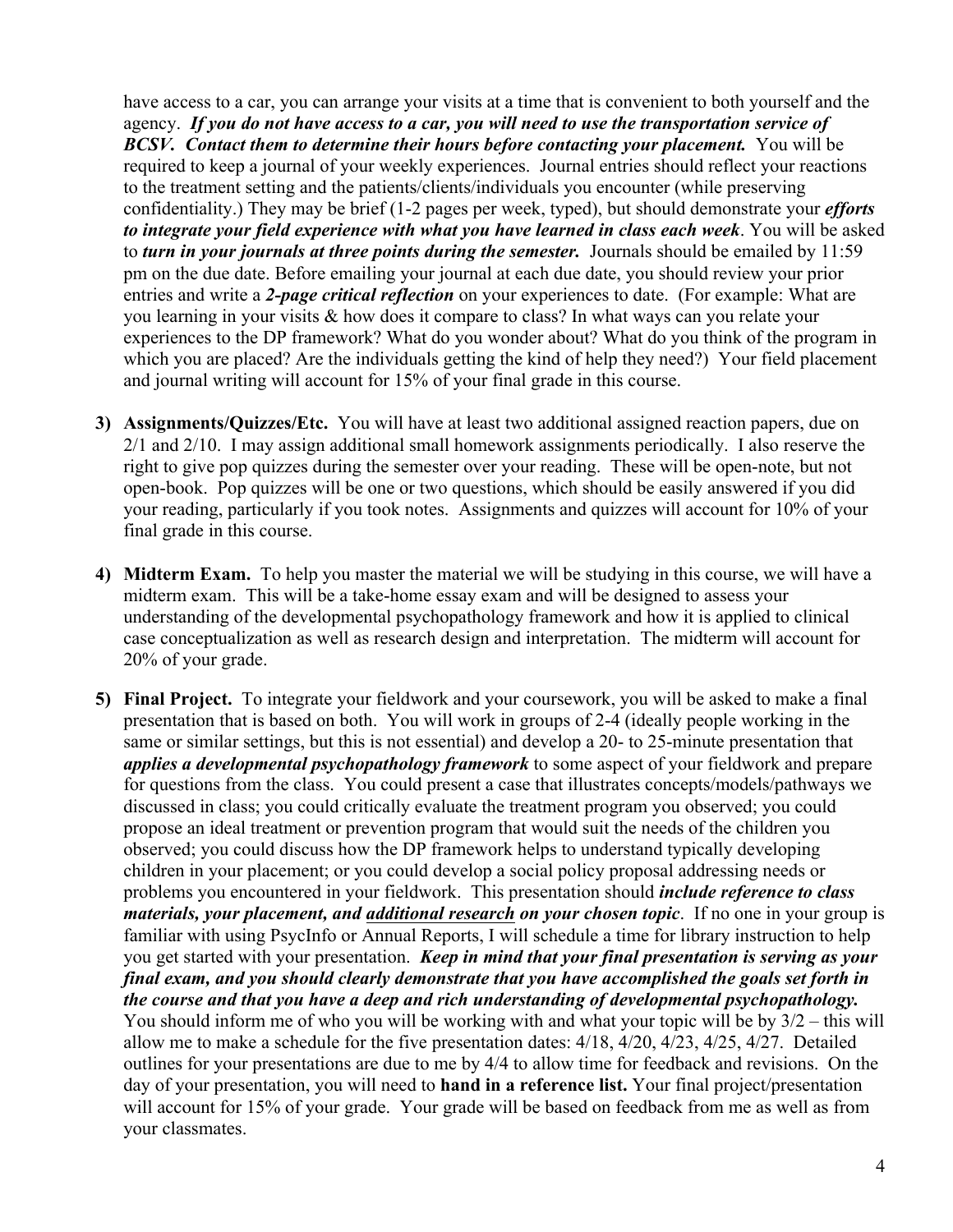have access to a car, you can arrange your visits at a time that is convenient to both yourself and the agency. ***If you do not have access to a car, you will need to use the transportation service of BCSV. Contact them to determine their hours before contacting your placement.*** You will be required to keep a journal of your weekly experiences. Journal entries should reflect your reactions to the treatment setting and the patients/clients/individuals you encounter (while preserving confidentiality.) They may be brief (1-2 pages per week, typed), but should demonstrate your ***efforts to integrate your field experience with what you have learned in class each week***. You will be asked to ***turn in your journals at three points during the semester.*** Journals should be emailed by 11:59 pm on the due date. Before emailing your journal at each due date, you should review your prior entries and write a ***2-page critical reflection*** on your experiences to date. (For example: What are you learning in your visits & how does it compare to class? In what ways can you relate your experiences to the DP framework? What do you wonder about? What do you think of the program in which you are placed? Are the individuals getting the kind of help they need?) Your field placement and journal writing will account for 15% of your final grade in this course.

3) **Assignments/Quizzes/Etc.** You will have at least two additional assigned reaction papers, due on 2/1 and 2/10. I may assign additional small homework assignments periodically. I also reserve the right to give pop quizzes during the semester over your reading. These will be open-note, but not open-book. Pop quizzes will be one or two questions, which should be easily answered if you did your reading, particularly if you took notes. Assignments and quizzes will account for 10% of your final grade in this course.

4) **Midterm Exam.** To help you master the material we will be studying in this course, we will have a midterm exam. This will be a take-home essay exam and will be designed to assess your understanding of the developmental psychopathology framework and how it is applied to clinical case conceptualization as well as research design and interpretation. The midterm will account for 20% of your grade.

5) **Final Project.** To integrate your fieldwork and your coursework, you will be asked to make a final presentation that is based on both. You will work in groups of 2-4 (ideally people working in the same or similar settings, but this is not essential) and develop a 20- to 25-minute presentation that ***applies a developmental psychopathology framework*** to some aspect of your fieldwork and prepare for questions from the class. You could present a case that illustrates concepts/models/pathways we discussed in class; you could critically evaluate the treatment program you observed; you could propose an ideal treatment or prevention program that would suit the needs of the children you observed; you could discuss how the DP framework helps to understand typically developing children in your placement; or you could develop a social policy proposal addressing needs or problems you encountered in your fieldwork. This presentation should ***include reference to class materials, your placement, and <u>additional research</u> on your chosen topic***. If no one in your group is familiar with using PsycInfo or Annual Reports, I will schedule a time for library instruction to help you get started with your presentation. ***Keep in mind that your final presentation is serving as your final exam, and you should clearly demonstrate that you have accomplished the goals set forth in the course and that you have a deep and rich understanding of developmental psychopathology.*** You should inform me of who you will be working with and what your topic will be by 3/2 – this will allow me to make a schedule for the five presentation dates: 4/18, 4/20, 4/23, 4/25, 4/27. Detailed outlines for your presentations are due to me by 4/4 to allow time for feedback and revisions. On the day of your presentation, you will need to **hand in a reference list.** Your final project/presentation will account for 15% of your grade. Your grade will be based on feedback from me as well as from your classmates.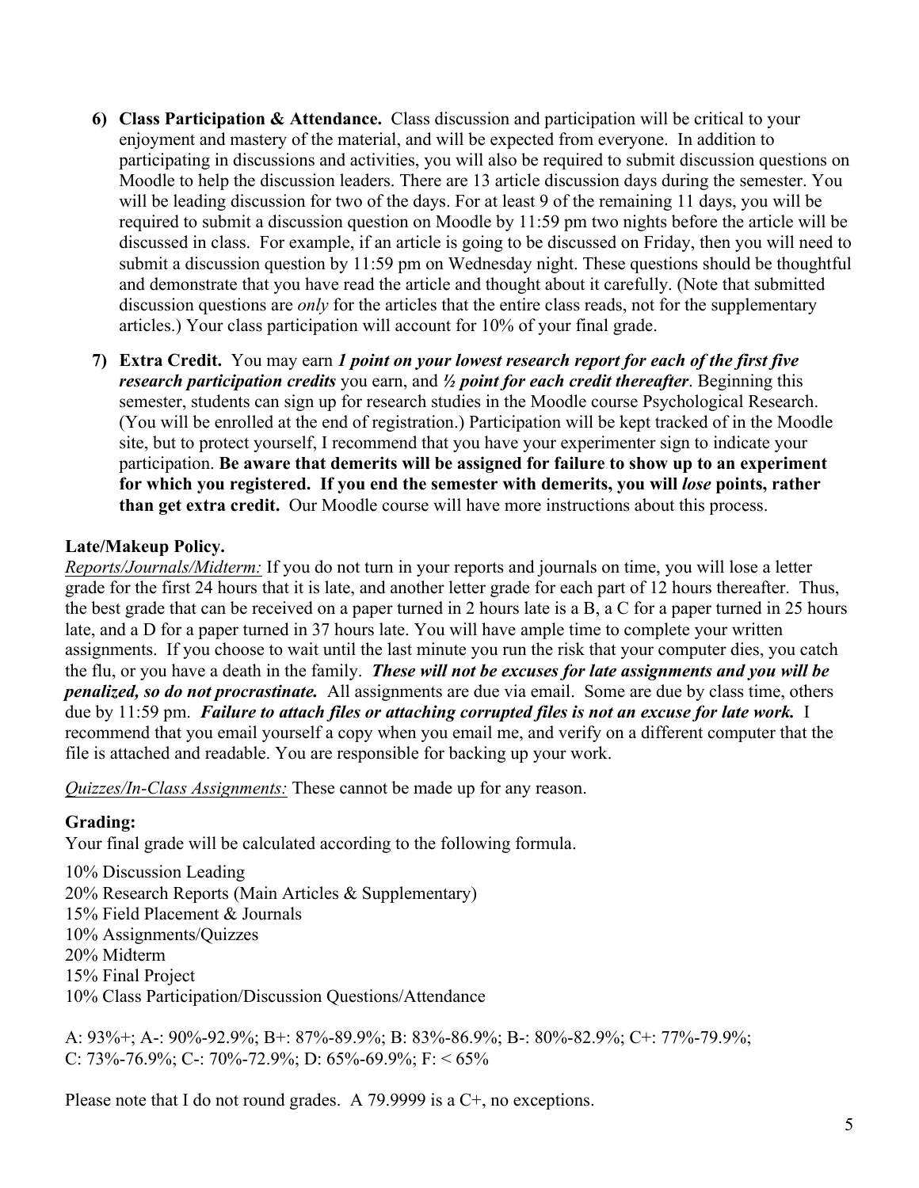6) **Class Participation & Attendance.** Class discussion and participation will be critical to your enjoyment and mastery of the material, and will be expected from everyone. In addition to participating in discussions and activities, you will also be required to submit discussion questions on Moodle to help the discussion leaders. There are 13 article discussion days during the semester. You will be leading discussion for two of the days. For at least 9 of the remaining 11 days, you will be required to submit a discussion question on Moodle by 11:59 pm two nights before the article will be discussed in class. For example, if an article is going to be discussed on Friday, then you will need to submit a discussion question by 11:59 pm on Wednesday night. These questions should be thoughtful and demonstrate that you have read the article and thought about it carefully. (Note that submitted discussion questions are *only* for the articles that the entire class reads, not for the supplementary articles.) Your class participation will account for 10% of your final grade.

7) **Extra Credit.** You may earn ***1 point on your lowest research report for each of the first five research participation credits*** you earn, and ***½ point for each credit thereafter***. Beginning this semester, students can sign up for research studies in the Moodle course Psychological Research. (You will be enrolled at the end of registration.) Participation will be kept tracked of in the Moodle site, but to protect yourself, I recommend that you have your experimenter sign to indicate your participation. **Be aware that demerits will be assigned for failure to show up to an experiment for which you registered. If you end the semester with demerits, you will *lose* points, rather than get extra credit.** Our Moodle course will have more instructions about this process.

**Late/Makeup Policy.**

*Reports/Journals/Midterm:* If you do not turn in your reports and journals on time, you will lose a letter grade for the first 24 hours that it is late, and another letter grade for each part of 12 hours thereafter. Thus, the best grade that can be received on a paper turned in 2 hours late is a B, a C for a paper turned in 25 hours late, and a D for a paper turned in 37 hours late. You will have ample time to complete your written assignments. If you choose to wait until the last minute you run the risk that your computer dies, you catch the flu, or you have a death in the family. ***These will not be excuses for late assignments and you will be penalized, so do not procrastinate.*** All assignments are due via email. Some are due by class time, others due by 11:59 pm. ***Failure to attach files or attaching corrupted files is not an excuse for late work.*** I recommend that you email yourself a copy when you email me, and verify on a different computer that the file is attached and readable. You are responsible for backing up your work.

*Quizzes/In-Class Assignments:* These cannot be made up for any reason.

**Grading:**

Your final grade will be calculated according to the following formula.

10% Discussion Leading  
20% Research Reports (Main Articles & Supplementary)  
15% Field Placement & Journals  
10% Assignments/Quizzes  
20% Midterm  
15% Final Project  
10% Class Participation/Discussion Questions/Attendance

A: 93%+; A-: 90%-92.9%; B+: 87%-89.9%; B: 83%-86.9%; B-: 80%-82.9%; C+: 77%-79.9%;  
C: 73%-76.9%; C-: 70%-72.9%; D: 65%-69.9%; F: < 65%

Please note that I do not round grades. A 79.9999 is a C+, no exceptions.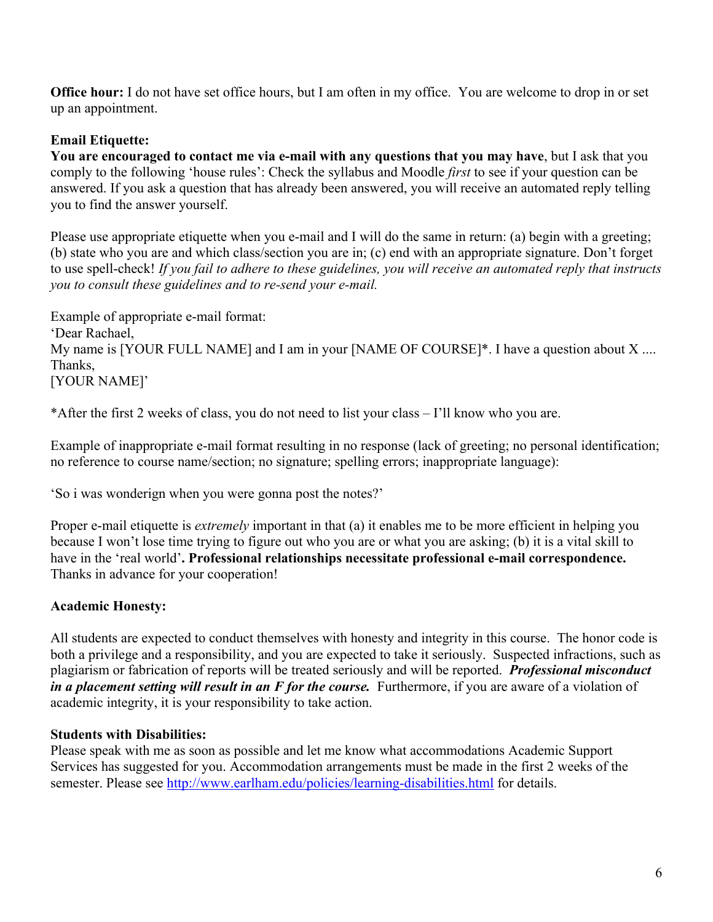**Office hour:** I do not have set office hours, but I am often in my office. You are welcome to drop in or set up an appointment.

**Email Etiquette:**

**You are encouraged to contact me via e-mail with any questions that you may have**, but I ask that you comply to the following 'house rules': Check the syllabus and Moodle *first* to see if your question can be answered. If you ask a question that has already been answered, you will receive an automated reply telling you to find the answer yourself.

Please use appropriate etiquette when you e-mail and I will do the same in return: (a) begin with a greeting; (b) state who you are and which class/section you are in; (c) end with an appropriate signature. Don't forget to use spell-check! *If you fail to adhere to these guidelines, you will receive an automated reply that instructs you to consult these guidelines and to re-send your e-mail.*

Example of appropriate e-mail format:
'Dear Rachael,
My name is [YOUR FULL NAME] and I am in your [NAME OF COURSE]*. I have a question about X ....
Thanks,
[YOUR NAME]'

*After the first 2 weeks of class, you do not need to list your class – I'll know who you are.

Example of inappropriate e-mail format resulting in no response (lack of greeting; no personal identification; no reference to course name/section; no signature; spelling errors; inappropriate language):

'So i was wonderign when you were gonna post the notes?'

Proper e-mail etiquette is *extremely* important in that (a) it enables me to be more efficient in helping you because I won't lose time trying to figure out who you are or what you are asking; (b) it is a vital skill to have in the 'real world'**. Professional relationships necessitate professional e-mail correspondence.** Thanks in advance for your cooperation!

**Academic Honesty:**

All students are expected to conduct themselves with honesty and integrity in this course. The honor code is both a privilege and a responsibility, and you are expected to take it seriously. Suspected infractions, such as plagiarism or fabrication of reports will be treated seriously and will be reported. ***Professional misconduct in a placement setting will result in an F for the course.*** Furthermore, if you are aware of a violation of academic integrity, it is your responsibility to take action.

**Students with Disabilities:**

Please speak with me as soon as possible and let me know what accommodations Academic Support Services has suggested for you. Accommodation arrangements must be made in the first 2 weeks of the semester. Please see http://www.earlham.edu/policies/learning-disabilities.html for details.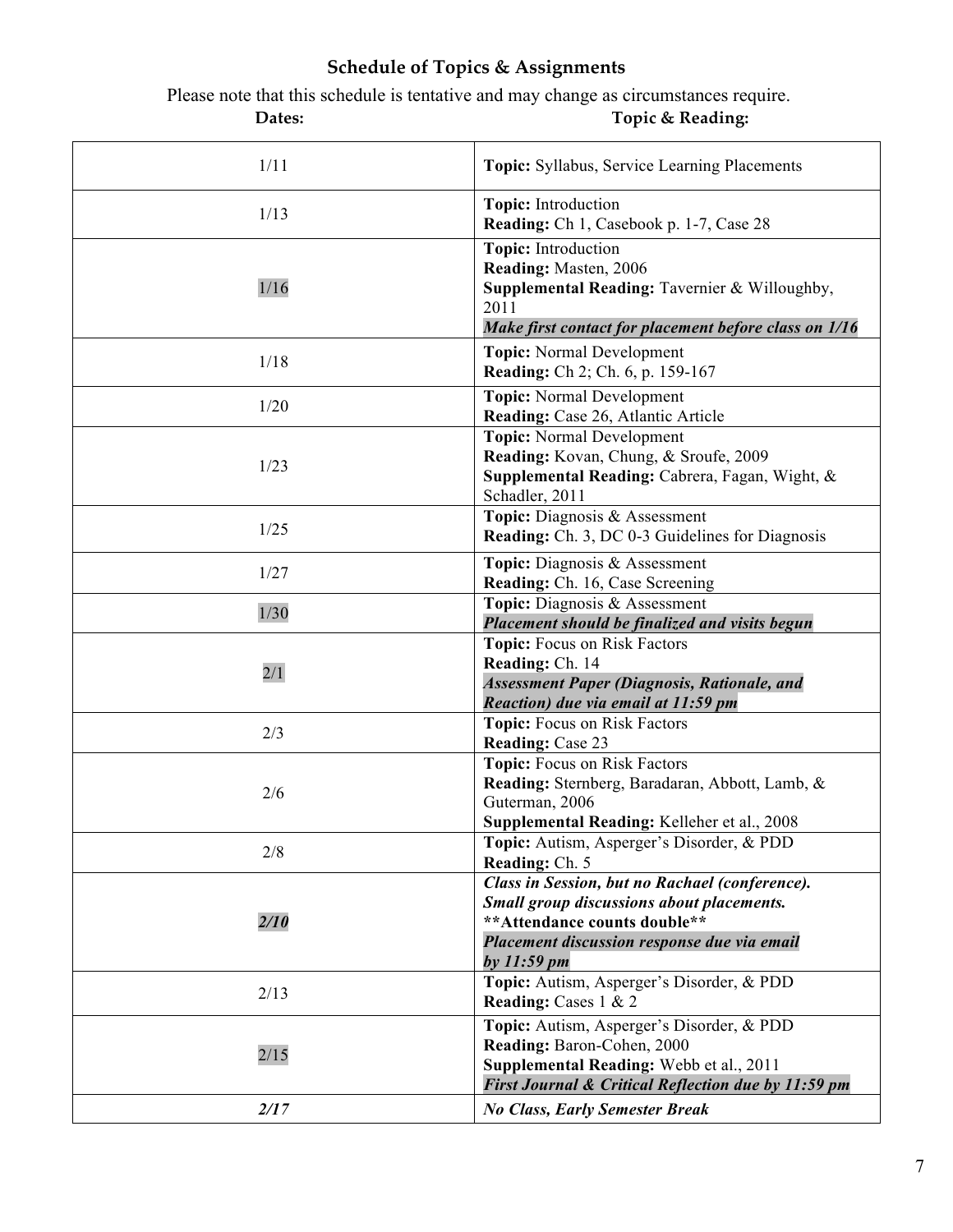## Schedule of Topics & Assignments

Please note that this schedule is tentative and may change as circumstances require.

| Dates: | Topic & Reading: |
|---|---|
| 1/11 | **Topic:** Syllabus, Service Learning Placements |
| 1/13 | **Topic:** Introduction<br>**Reading:** Ch 1, Casebook p. 1-7, Case 28 |
| 1/16 | **Topic:** Introduction<br>**Reading:** Masten, 2006<br>**Supplemental Reading:** Tavernier & Willoughby, 2011<br>***Make first contact for placement before class on 1/16*** |
| 1/18 | **Topic:** Normal Development<br>**Reading:** Ch 2; Ch. 6, p. 159-167 |
| 1/20 | **Topic:** Normal Development<br>**Reading:** Case 26, Atlantic Article |
| 1/23 | **Topic:** Normal Development<br>**Reading:** Kovan, Chung, & Sroufe, 2009<br>**Supplemental Reading:** Cabrera, Fagan, Wight, & Schadler, 2011 |
| 1/25 | **Topic:** Diagnosis & Assessment<br>**Reading:** Ch. 3, DC 0-3 Guidelines for Diagnosis |
| 1/27 | **Topic:** Diagnosis & Assessment<br>**Reading:** Ch. 16, Case Screening |
| 1/30 | **Topic:** Diagnosis & Assessment<br>***Placement should be finalized and visits begun*** |
| 2/1 | **Topic:** Focus on Risk Factors<br>**Reading:** Ch. 14<br>***Assessment Paper (Diagnosis, Rationale, and Reaction) due via email at 11:59 pm*** |
| 2/3 | **Topic:** Focus on Risk Factors<br>**Reading:** Case 23 |
| 2/6 | **Topic:** Focus on Risk Factors<br>**Reading:** Sternberg, Baradaran, Abbott, Lamb, & Guterman, 2006<br>**Supplemental Reading:** Kelleher et al., 2008 |
| 2/8 | **Topic:** Autism, Asperger's Disorder, & PDD<br>**Reading:** Ch. 5 |
| ***2/10*** | ***Class in Session, but no Rachael (conference). Small group discussions about placements.***<br>*****Attendance counts double*****<br>***Placement discussion response due via email by 11:59 pm*** |
| 2/13 | **Topic:** Autism, Asperger's Disorder, & PDD<br>**Reading:** Cases 1 & 2 |
| 2/15 | **Topic:** Autism, Asperger's Disorder, & PDD<br>**Reading:** Baron-Cohen, 2000<br>**Supplemental Reading:** Webb et al., 2011<br>***First Journal & Critical Reflection due by 11:59 pm*** |
| ***2/17*** | ***No Class, Early Semester Break*** |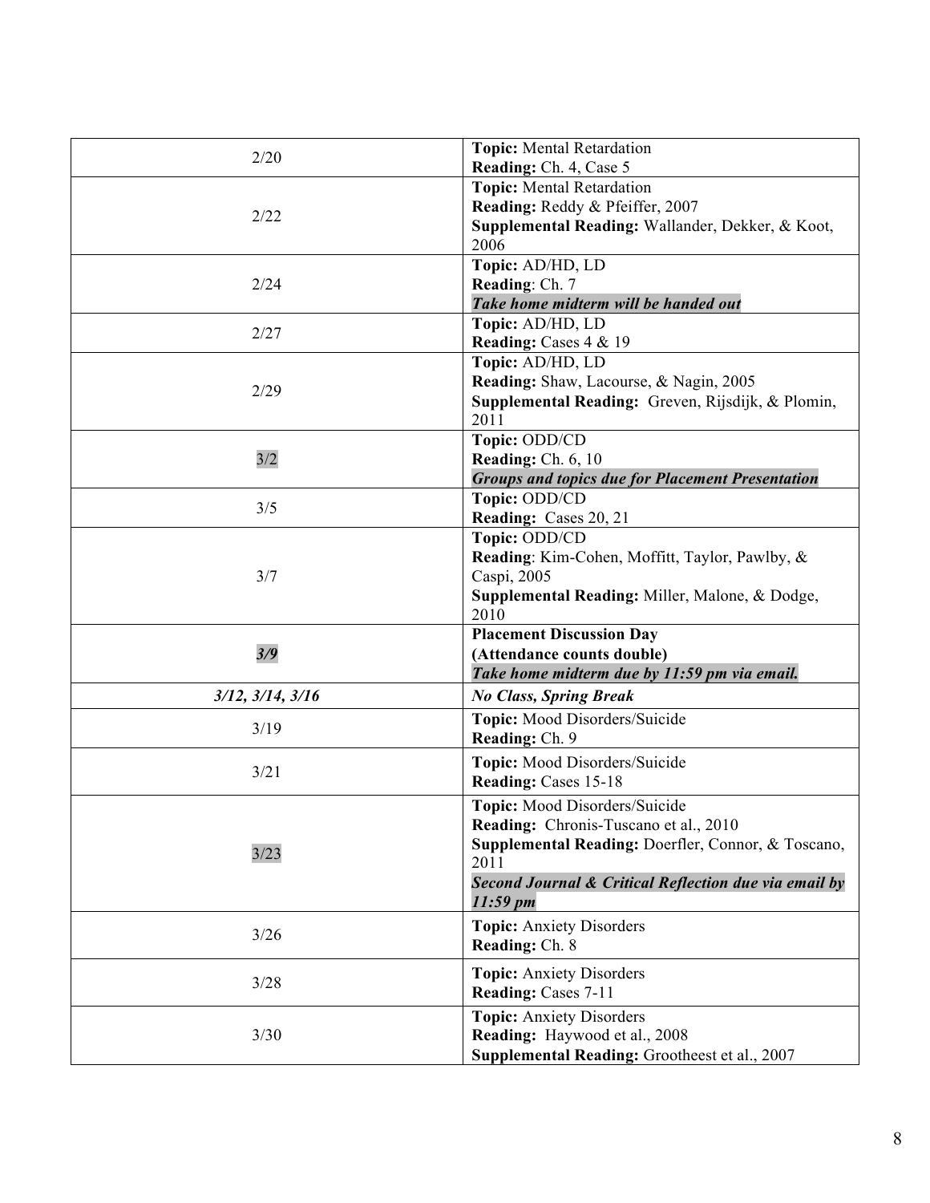| | |
|---|---|
| 2/20 | **Topic:** Mental Retardation<br>**Reading:** Ch. 4, Case 5 |
| 2/22 | **Topic:** Mental Retardation<br>**Reading:** Reddy & Pfeiffer, 2007<br>**Supplemental Reading:** Wallander, Dekker, & Koot, 2006 |
| 2/24 | **Topic:** AD/HD, LD<br>**Reading**: Ch. 7<br>***Take home midterm will be handed out*** |
| 2/27 | **Topic:** AD/HD, LD<br>**Reading:** Cases 4 & 19 |
| 2/29 | **Topic:** AD/HD, LD<br>**Reading:** Shaw, Lacourse, & Nagin, 2005<br>**Supplemental Reading:** Greven, Rijsdijk, & Plomin, 2011 |
| 3/2 | **Topic:** ODD/CD<br>**Reading:** Ch. 6, 10<br>***Groups and topics due for Placement Presentation*** |
| 3/5 | **Topic:** ODD/CD<br>**Reading:** Cases 20, 21 |
| 3/7 | **Topic:** ODD/CD<br>**Reading**: Kim-Cohen, Moffitt, Taylor, Pawlby, & Caspi, 2005<br>**Supplemental Reading:** Miller, Malone, & Dodge, 2010 |
| ***3/9*** | **Placement Discussion Day**<br>**(Attendance counts double)**<br>***Take home midterm due by 11:59 pm via email.*** |
| ***3/12, 3/14, 3/16*** | ***No Class, Spring Break*** |
| 3/19 | **Topic:** Mood Disorders/Suicide<br>**Reading:** Ch. 9 |
| 3/21 | **Topic:** Mood Disorders/Suicide<br>**Reading:** Cases 15-18 |
| 3/23 | **Topic:** Mood Disorders/Suicide<br>**Reading:** Chronis-Tuscano et al., 2010<br>**Supplemental Reading:** Doerfler, Connor, & Toscano, 2011<br>***Second Journal & Critical Reflection due via email by 11:59 pm*** |
| 3/26 | **Topic:** Anxiety Disorders<br>**Reading:** Ch. 8 |
| 3/28 | **Topic:** Anxiety Disorders<br>**Reading:** Cases 7-11 |
| 3/30 | **Topic:** Anxiety Disorders<br>**Reading:** Haywood et al., 2008<br>**Supplemental Reading:** Grootheest et al., 2007 |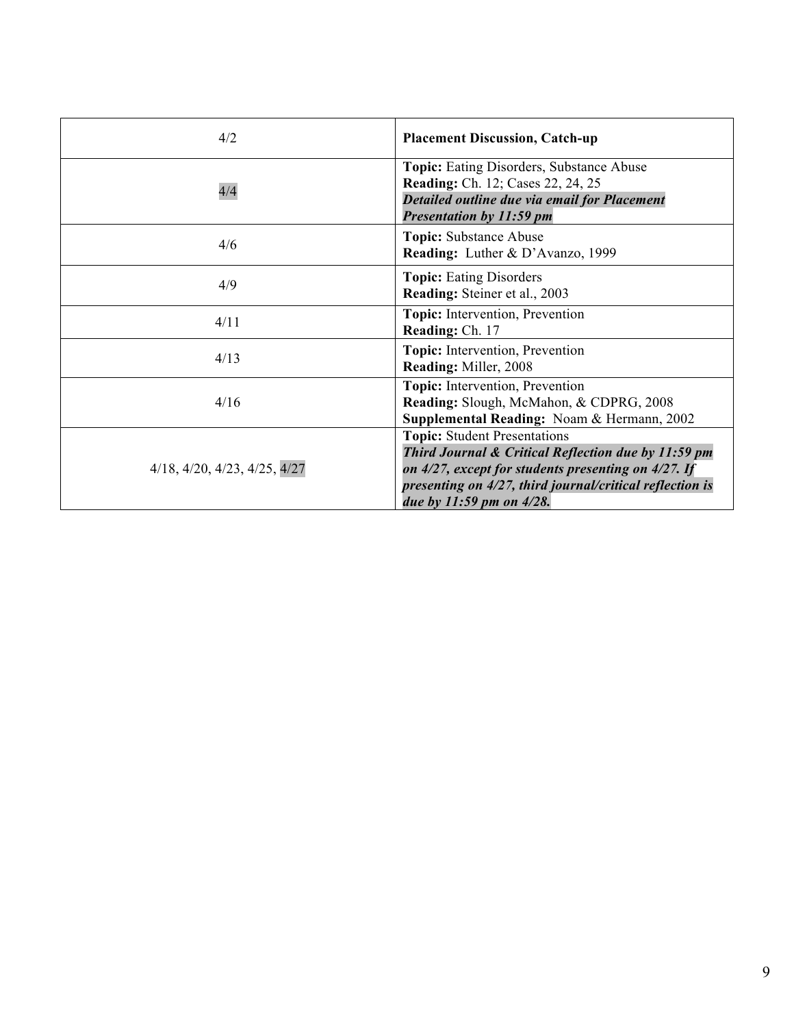| | |
|---|---|
| 4/2 | **Placement Discussion, Catch-up** |
| 4/4 | **Topic:** Eating Disorders, Substance Abuse<br>**Reading:** Ch. 12; Cases 22, 24, 25<br>***Detailed outline due via email for Placement Presentation by 11:59 pm*** |
| 4/6 | **Topic:** Substance Abuse<br>**Reading:** Luther & D'Avanzo, 1999 |
| 4/9 | **Topic:** Eating Disorders<br>**Reading:** Steiner et al., 2003 |
| 4/11 | **Topic:** Intervention, Prevention<br>**Reading:** Ch. 17 |
| 4/13 | **Topic:** Intervention, Prevention<br>**Reading:** Miller, 2008 |
| 4/16 | **Topic:** Intervention, Prevention<br>**Reading:** Slough, McMahon, & CDPRG, 2008<br>**Supplemental Reading:** Noam & Hermann, 2002 |
| 4/18, 4/20, 4/23, 4/25, 4/27 | **Topic:** Student Presentations<br>***Third Journal & Critical Reflection due by 11:59 pm on 4/27, except for students presenting on 4/27. If presenting on 4/27, third journal/critical reflection is due by 11:59 pm on 4/28.*** |